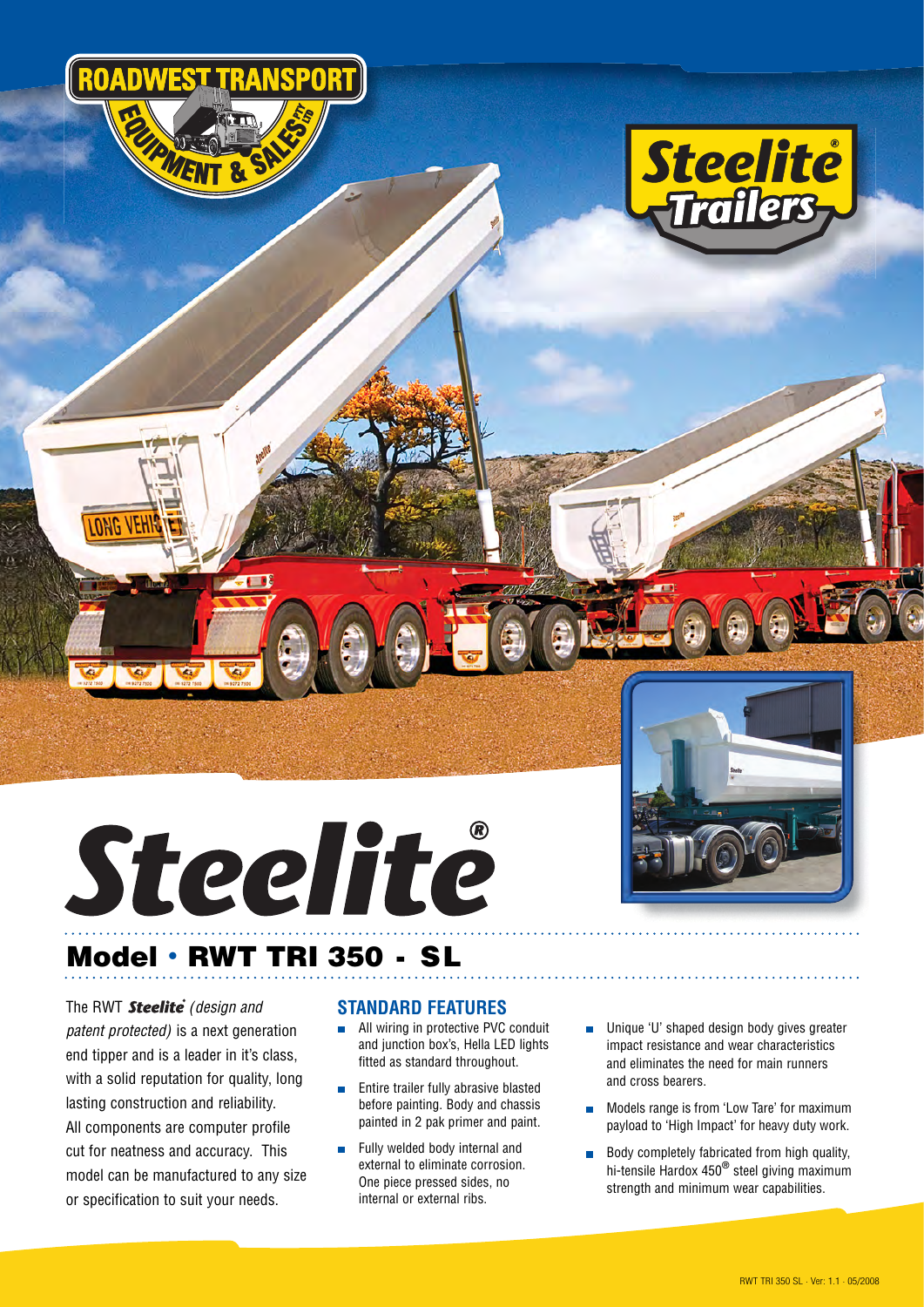ROADWEST TRANSPORT EQUIPMENT & SALES PTY LTD

Steelite® Trailers

# Steelite®

## Model • RWT TRI 350 - SL

The RWT ***Steelite***® *(design and patent protected)* is a next generation end tipper and is a leader in it's class, with a solid reputation for quality, long lasting construction and reliability. All components are computer profile cut for neatness and accuracy. This model can be manufactured to any size or specification to suit your needs.

### STANDARD FEATURES

- All wiring in protective PVC conduit and junction box's, Hella LED lights fitted as standard throughout.
- Entire trailer fully abrasive blasted before painting. Body and chassis painted in 2 pak primer and paint.
- Fully welded body internal and external to eliminate corrosion. One piece pressed sides, no internal or external ribs.
- Unique 'U' shaped design body gives greater impact resistance and wear characteristics and eliminates the need for main runners and cross bearers.
- Models range is from 'Low Tare' for maximum payload to 'High Impact' for heavy duty work.
- Body completely fabricated from high quality, hi-tensile Hardox 450® steel giving maximum strength and minimum wear capabilities.

RWT TRI 350 SL · Ver: 1.1 · 05/2008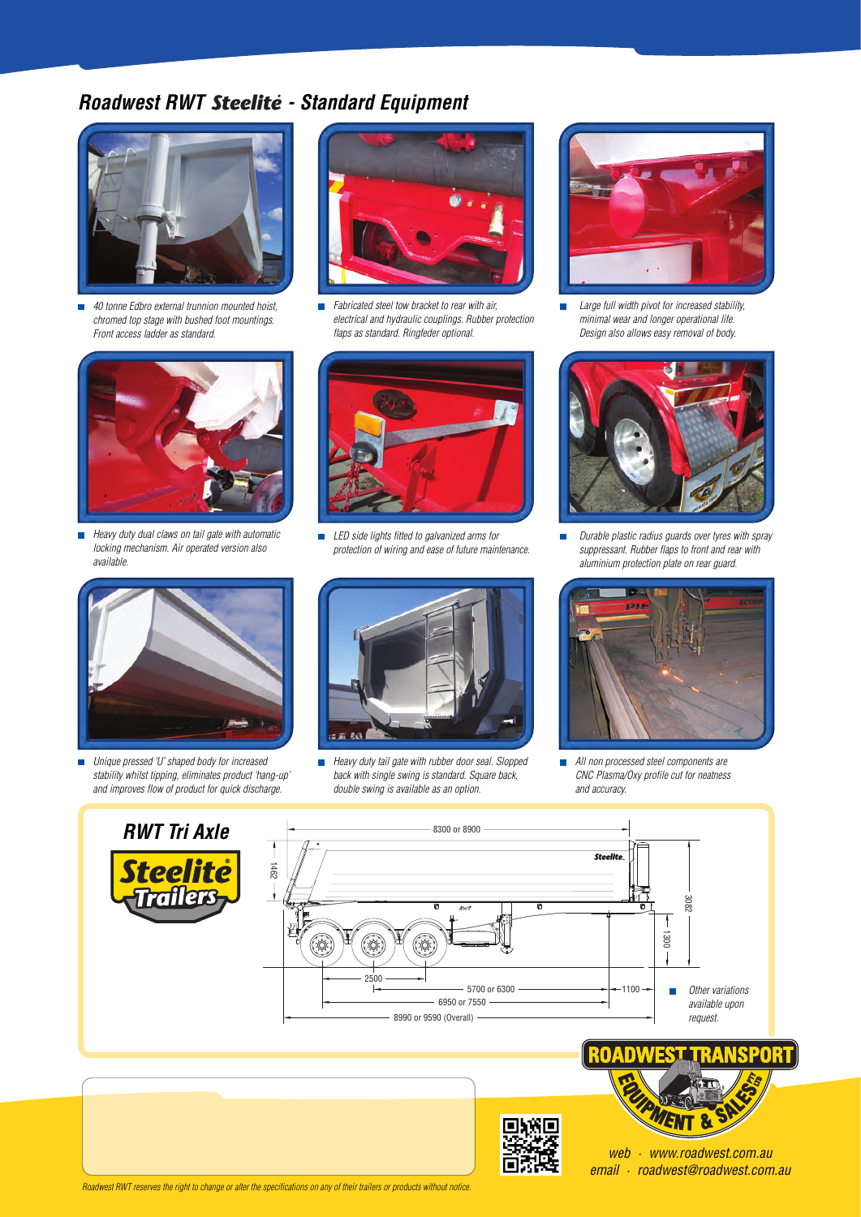## *Roadwest RWT Steelite - Standard Equipment*

- *40 tonne Edbro external trunnion mounted hoist, chromed top stage with bushed foot mountings. Front access ladder as standard.*
- *Fabricated steel tow bracket to rear with air, electrical and hydraulic couplings. Rubber protection flaps as standard. Ringfeder optional.*
- *Large full width pivot for increased stability, minimal wear and longer operational life. Design also allows easy removal of body.*
- *Heavy duty dual claws on tail gate with automatic locking mechanism. Air operated version also available.*
- *LED side lights fitted to galvanized arms for protection of wiring and ease of future maintenance.*
- *Durable plastic radius guards over tyres with spray suppressant. Rubber flaps to front and rear with aluminium protection plate on rear guard.*
- *Unique pressed 'U' shaped body for increased stability whilst tipping, eliminates product 'hang-up' and improves flow of product for quick discharge.*
- *Heavy duty tail gate with rubber door seal. Slopped back with single swing is standard. Square back, double swing is available as an option.*
- *All non processed steel components are CNC Plasma/Oxy profile cut for neatness and accuracy.*

## *RWT Tri Axle*

Steelite Trailers

8300 or 8900
1462
3082
1300
2500
5700 or 6300
1100
6950 or 7550
8990 or 9590 (Overall)

- *Other variations available upon request.*

ROADWEST TRANSPORT EQUIPMENT & SALES PTY LTD

*web · www.roadwest.com.au*
*email · roadwest@roadwest.com.au*

*Roadwest RWT reserves the right to change or alter the specifications on any of their trailers or products without notice.*